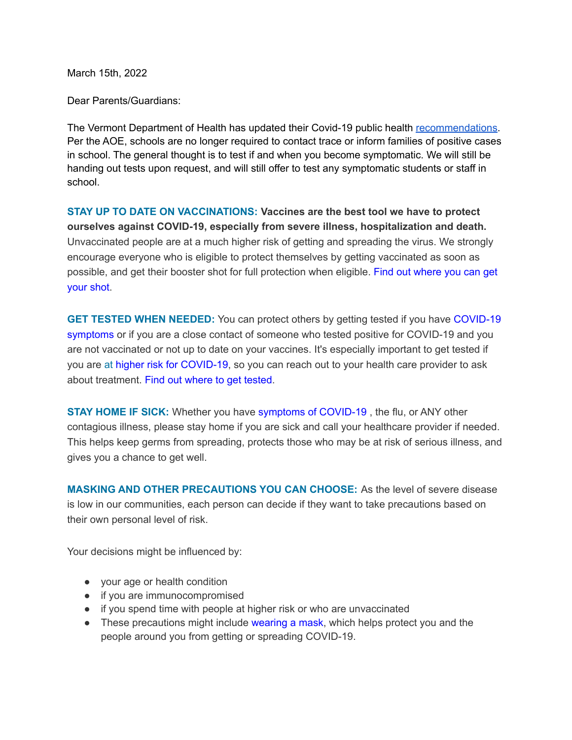March 15th, 2022

Dear Parents/Guardians:

The Vermont Department of Health has updated their Covid-19 public health recommendations. Per the AOE, schools are no longer required to contact trace or inform families of positive cases in school. The general thought is to test if and when you become symptomatic. We will still be handing out tests upon request, and will still offer to test any symptomatic students or staff in school.

**STAY UP TO DATE ON VACCINATIONS:** **Vaccines are the best tool we have to protect ourselves against COVID-19, especially from severe illness, hospitalization and death.** Unvaccinated people are at a much higher risk of getting and spreading the virus. We strongly encourage everyone who is eligible to protect themselves by getting vaccinated as soon as possible, and get their booster shot for full protection when eligible. Find out where you can get your shot.

**GET TESTED WHEN NEEDED:** You can protect others by getting tested if you have COVID-19 symptoms or if you are a close contact of someone who tested positive for COVID-19 and you are not vaccinated or not up to date on your vaccines. It's especially important to get tested if you are at higher risk for COVID-19, so you can reach out to your health care provider to ask about treatment. Find out where to get tested.

**STAY HOME IF SICK:** Whether you have symptoms of COVID-19 , the flu, or ANY other contagious illness, please stay home if you are sick and call your healthcare provider if needed. This helps keep germs from spreading, protects those who may be at risk of serious illness, and gives you a chance to get well.

**MASKING AND OTHER PRECAUTIONS YOU CAN CHOOSE:** As the level of severe disease is low in our communities, each person can decide if they want to take precautions based on their own personal level of risk.

Your decisions might be influenced by:

- your age or health condition
- if you are immunocompromised
- if you spend time with people at higher risk or who are unvaccinated
- These precautions might include wearing a mask, which helps protect you and the people around you from getting or spreading COVID-19.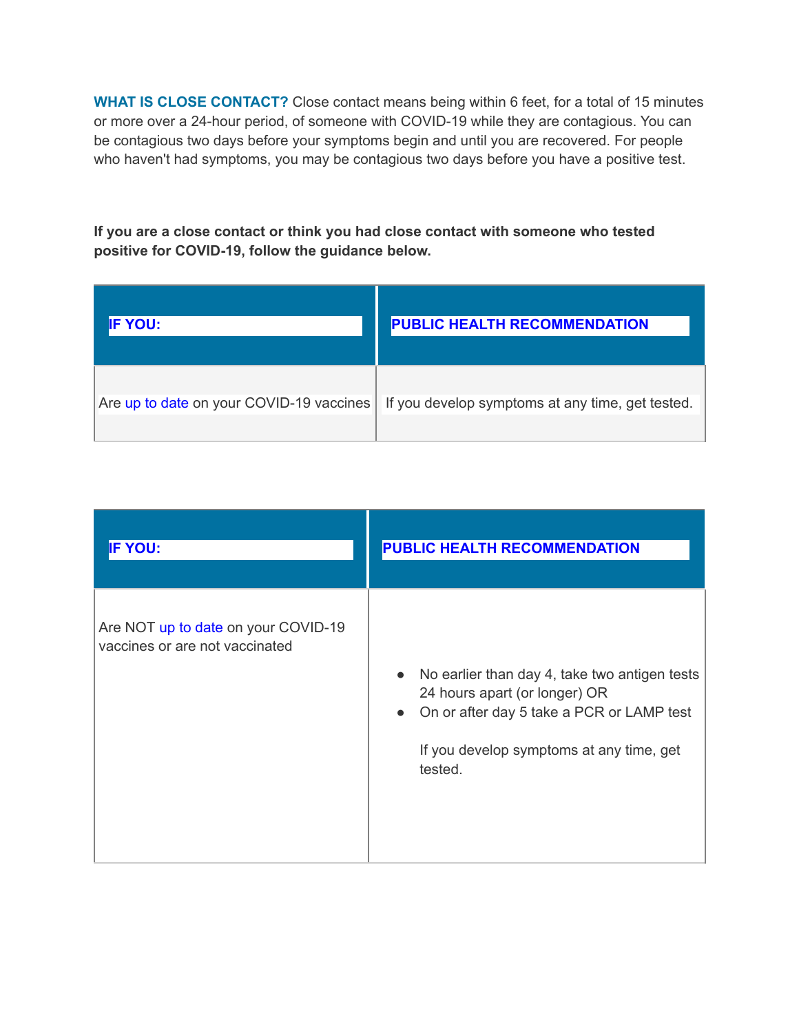**WHAT IS CLOSE CONTACT?** Close contact means being within 6 feet, for a total of 15 minutes or more over a 24-hour period, of someone with COVID-19 while they are contagious. You can be contagious two days before your symptoms begin and until you are recovered. For people who haven't had symptoms, you may be contagious two days before you have a positive test.

**If you are a close contact or think you had close contact with someone who tested positive for COVID-19, follow the guidance below.**

| IF YOU: | PUBLIC HEALTH RECOMMENDATION |
|---|---|
| Are up to date on your COVID-19 vaccines | If you develop symptoms at any time, get tested. |

| IF YOU: | PUBLIC HEALTH RECOMMENDATION |
|---|---|
| Are NOT up to date on your COVID-19 vaccines or are not vaccinated | • No earlier than day 4, take two antigen tests 24 hours apart (or longer) OR<br>• On or after day 5 take a PCR or LAMP test<br><br>If you develop symptoms at any time, get tested. |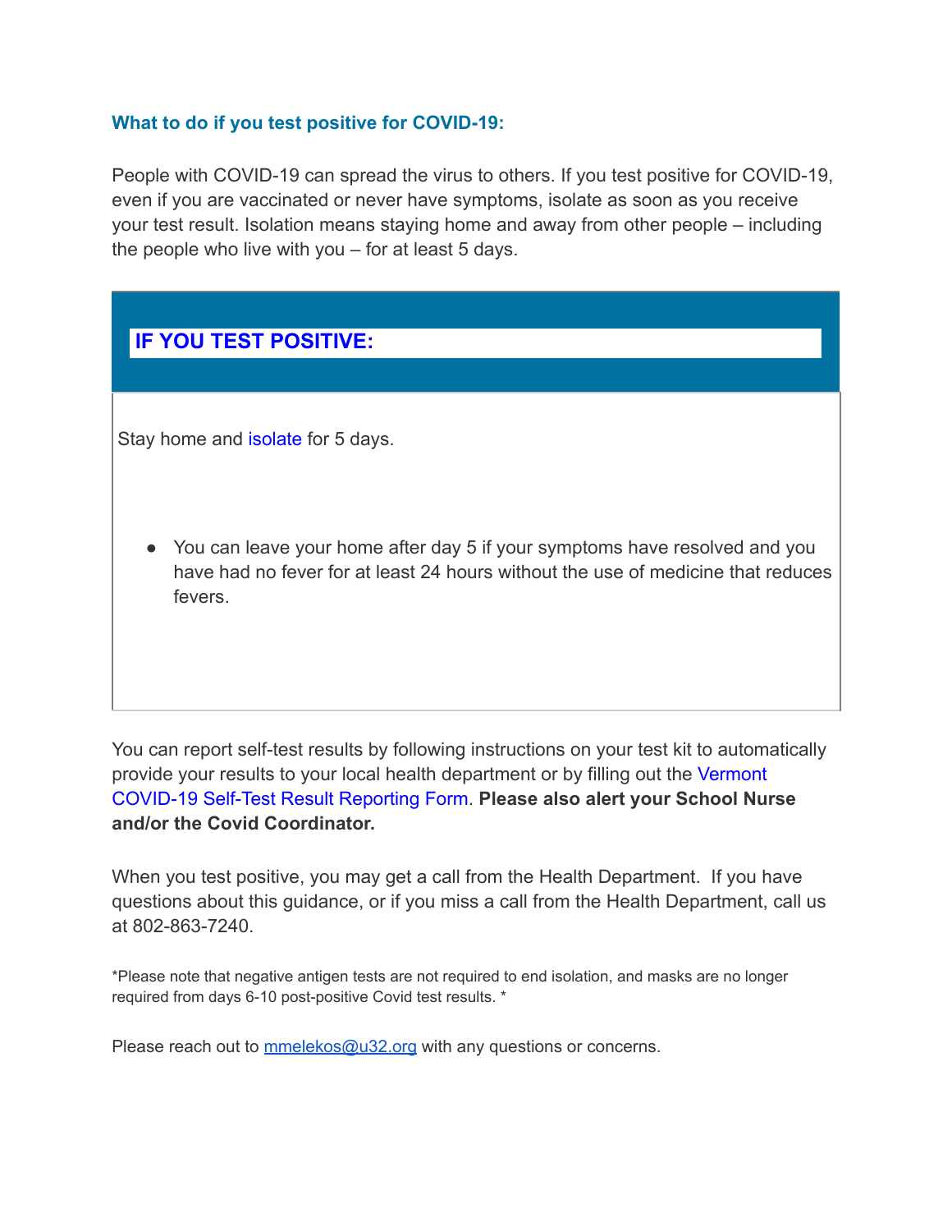### What to do if you test positive for COVID-19:

People with COVID-19 can spread the virus to others. If you test positive for COVID-19, even if you are vaccinated or never have symptoms, isolate as soon as you receive your test result. Isolation means staying home and away from other people – including the people who live with you – for at least 5 days.

| IF YOU TEST POSITIVE: |
| --- |
| Stay home and isolate for 5 days.<br><br>- You can leave your home after day 5 if your symptoms have resolved and you have had no fever for at least 24 hours without the use of medicine that reduces fevers. |

You can report self-test results by following instructions on your test kit to automatically provide your results to your local health department or by filling out the Vermont COVID-19 Self-Test Result Reporting Form. **Please also alert your School Nurse and/or the Covid Coordinator.**

When you test positive, you may get a call from the Health Department. If you have questions about this guidance, or if you miss a call from the Health Department, call us at 802-863-7240.

*Please note that negative antigen tests are not required to end isolation, and masks are no longer required from days 6-10 post-positive Covid test results. *

Please reach out to mmelekos@u32.org with any questions or concerns.